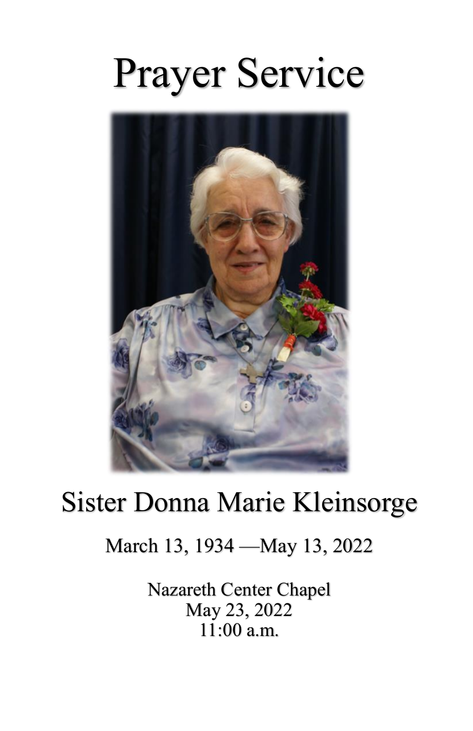# Prayer Service

## Sister Donna Marie Kleinsorge

March 13, 1934 —May 13, 2022

Nazareth Center Chapel
May 23, 2022
11:00 a.m.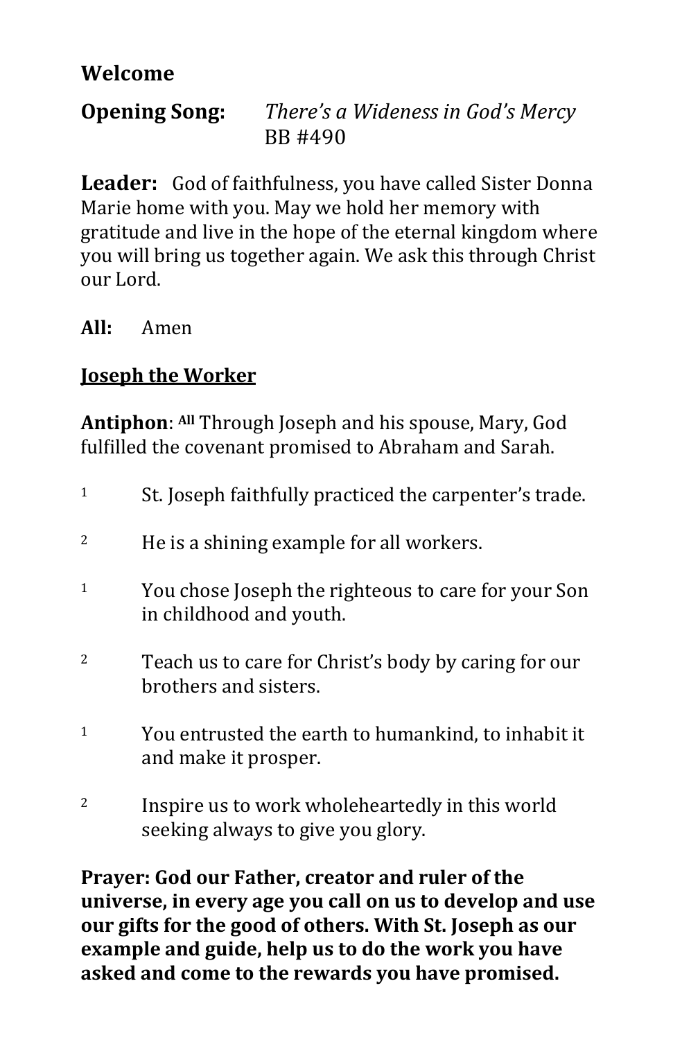**Welcome**

**Opening Song:** *There's a Wideness in God's Mercy* BB #490

**Leader:** God of faithfulness, you have called Sister Donna Marie home with you. May we hold her memory with gratitude and live in the hope of the eternal kingdom where you will bring us together again. We ask this through Christ our Lord.

**All:** Amen

**Joseph the Worker**

**Antiphon**: **All** Through Joseph and his spouse, Mary, God fulfilled the covenant promised to Abraham and Sarah.

1 St. Joseph faithfully practiced the carpenter's trade.

2 He is a shining example for all workers.

1 You chose Joseph the righteous to care for your Son in childhood and youth.

2 Teach us to care for Christ's body by caring for our brothers and sisters.

1 You entrusted the earth to humankind, to inhabit it and make it prosper.

2 Inspire us to work wholeheartedly in this world seeking always to give you glory.

**Prayer: God our Father, creator and ruler of the universe, in every age you call on us to develop and use our gifts for the good of others. With St. Joseph as our example and guide, help us to do the work you have asked and come to the rewards you have promised.**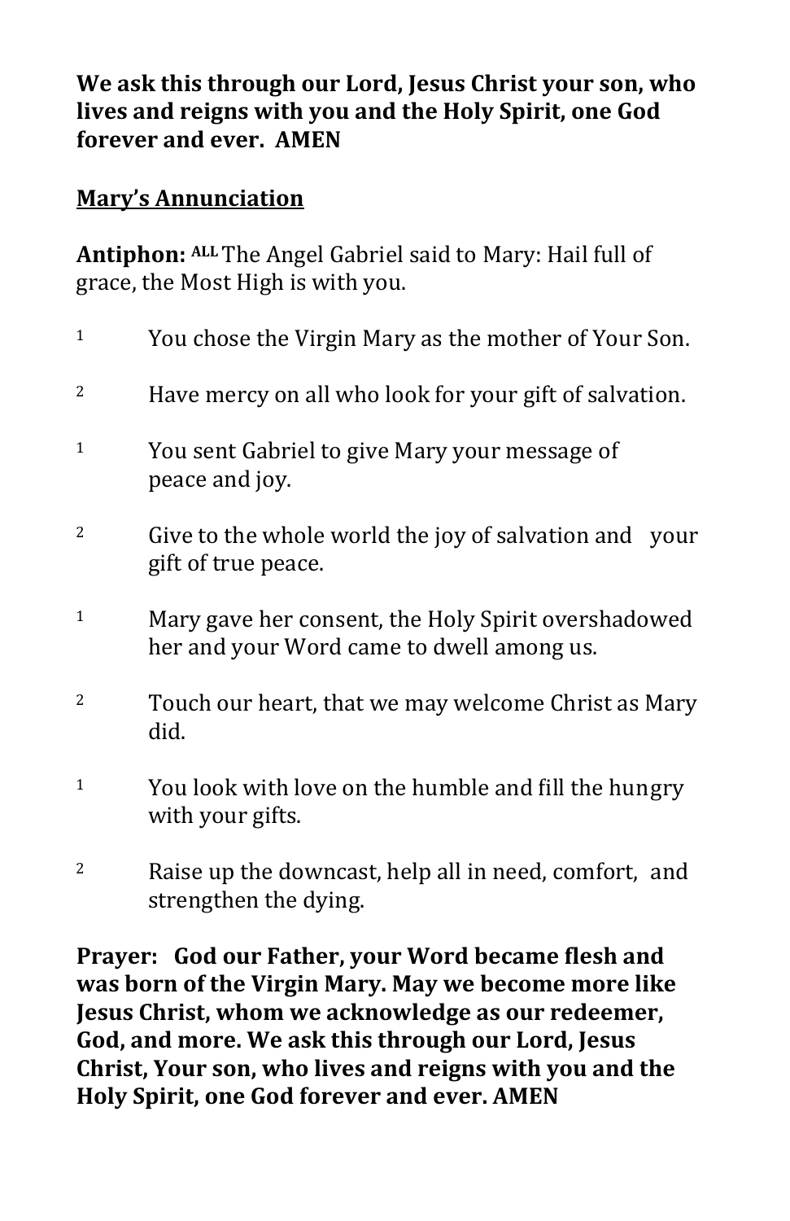**We ask this through our Lord, Jesus Christ your son, who lives and reigns with you and the Holy Spirit, one God forever and ever. AMEN**

## Mary's Annunciation

**Antiphon:** **ALL** The Angel Gabriel said to Mary: Hail full of grace, the Most High is with you.

1 You chose the Virgin Mary as the mother of Your Son.

2 Have mercy on all who look for your gift of salvation.

1 You sent Gabriel to give Mary your message of peace and joy.

2 Give to the whole world the joy of salvation and your gift of true peace.

1 Mary gave her consent, the Holy Spirit overshadowed her and your Word came to dwell among us.

2 Touch our heart, that we may welcome Christ as Mary did.

1 You look with love on the humble and fill the hungry with your gifts.

2 Raise up the downcast, help all in need, comfort, and strengthen the dying.

**Prayer: God our Father, your Word became flesh and was born of the Virgin Mary. May we become more like Jesus Christ, whom we acknowledge as our redeemer, God, and more. We ask this through our Lord, Jesus Christ, Your son, who lives and reigns with you and the Holy Spirit, one God forever and ever. AMEN**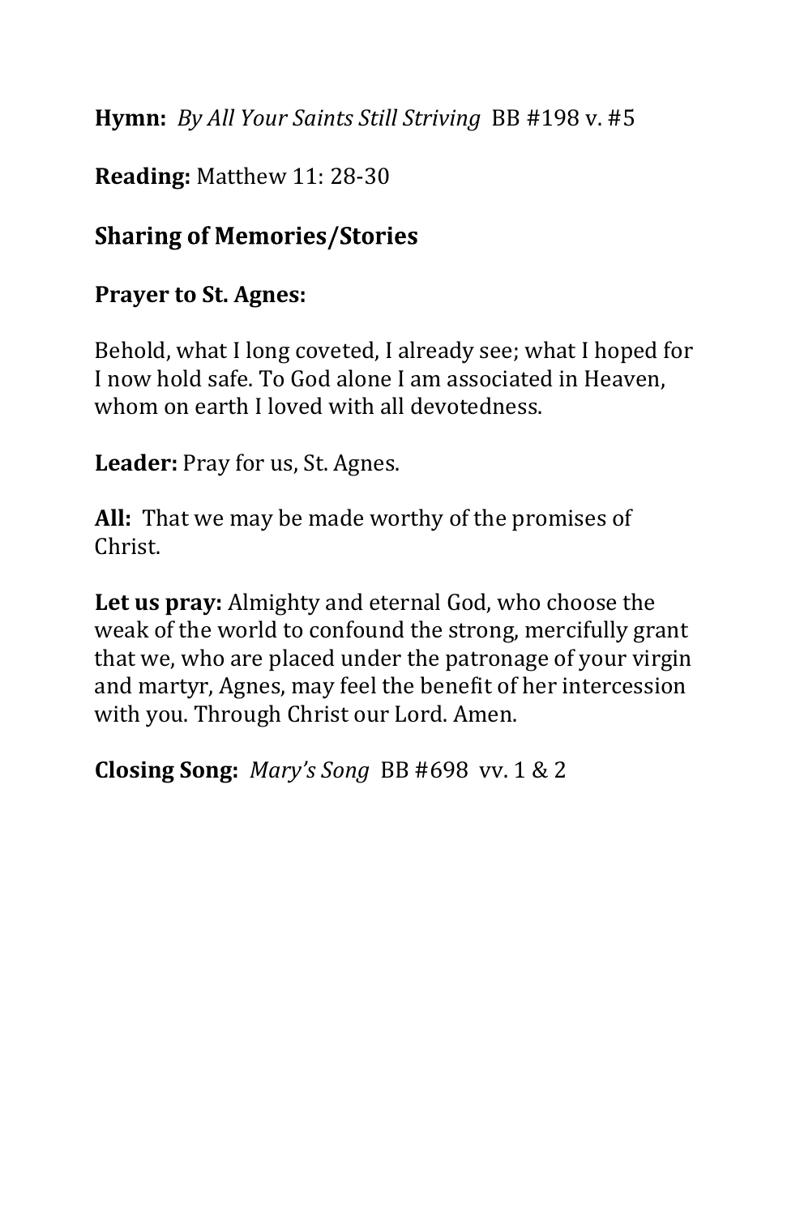**Hymn:** *By All Your Saints Still Striving* BB #198 v. #5

**Reading:** Matthew 11: 28-30

## Sharing of Memories/Stories

**Prayer to St. Agnes:**

Behold, what I long coveted, I already see; what I hoped for I now hold safe. To God alone I am associated in Heaven, whom on earth I loved with all devotedness.

**Leader:** Pray for us, St. Agnes.

**All:** That we may be made worthy of the promises of Christ.

**Let us pray:** Almighty and eternal God, who choose the weak of the world to confound the strong, mercifully grant that we, who are placed under the patronage of your virgin and martyr, Agnes, may feel the benefit of her intercession with you. Through Christ our Lord. Amen.

**Closing Song:** *Mary's Song* BB #698 vv. 1 & 2